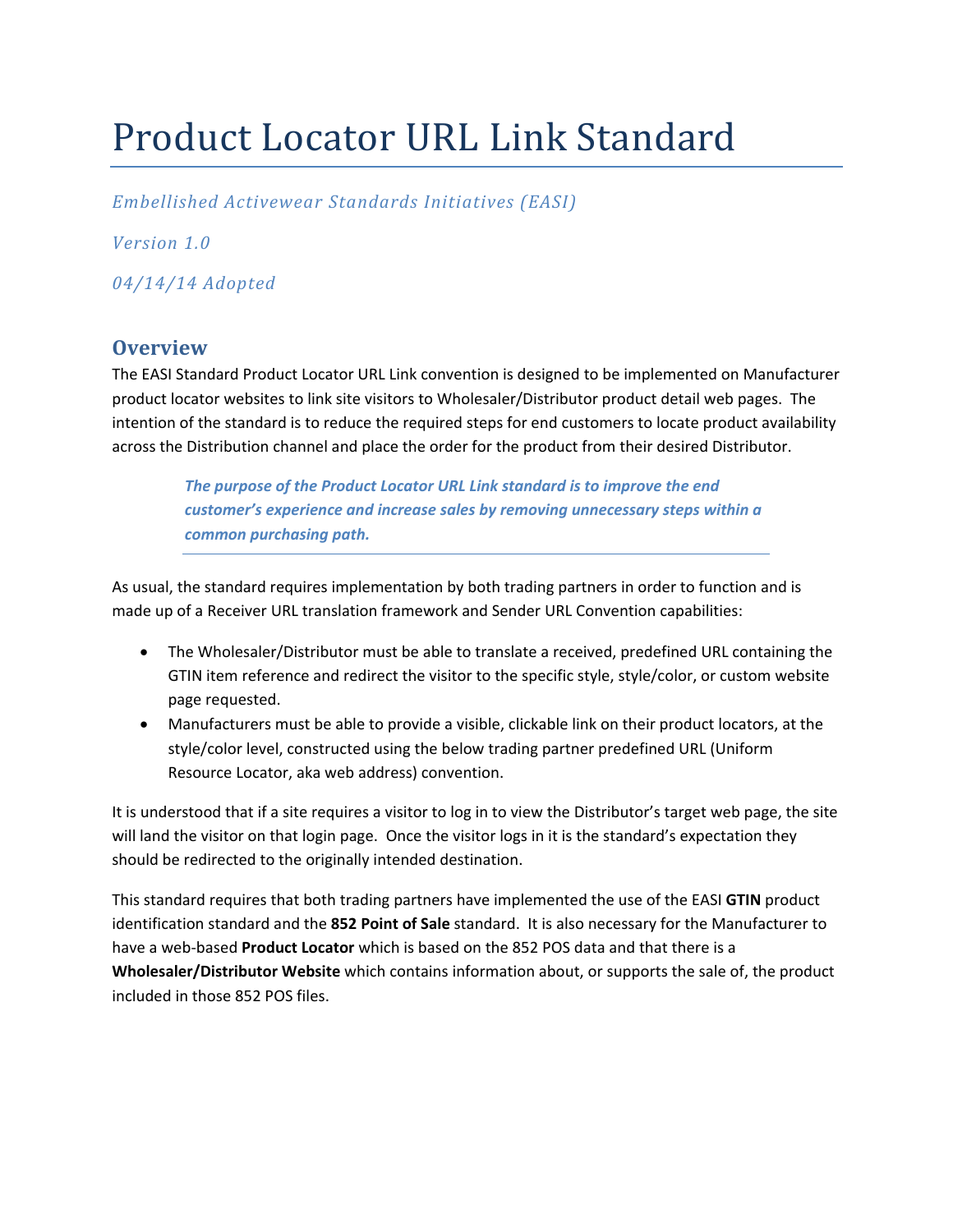# Product Locator URL Link Standard

*Embellished Activewear Standards Initiatives (EASI)*

*Version 1.0*

*04/14/14 Adopted*

## Overview

The EASI Standard Product Locator URL Link convention is designed to be implemented on Manufacturer product locator websites to link site visitors to Wholesaler/Distributor product detail web pages. The intention of the standard is to reduce the required steps for end customers to locate product availability across the Distribution channel and place the order for the product from their desired Distributor.

> ***The purpose of the Product Locator URL Link standard is to improve the end customer's experience and increase sales by removing unnecessary steps within a common purchasing path.***

As usual, the standard requires implementation by both trading partners in order to function and is made up of a Receiver URL translation framework and Sender URL Convention capabilities:

- The Wholesaler/Distributor must be able to translate a received, predefined URL containing the GTIN item reference and redirect the visitor to the specific style, style/color, or custom website page requested.
- Manufacturers must be able to provide a visible, clickable link on their product locators, at the style/color level, constructed using the below trading partner predefined URL (Uniform Resource Locator, aka web address) convention.

It is understood that if a site requires a visitor to log in to view the Distributor's target web page, the site will land the visitor on that login page. Once the visitor logs in it is the standard's expectation they should be redirected to the originally intended destination.

This standard requires that both trading partners have implemented the use of the EASI **GTIN** product identification standard and the **852 Point of Sale** standard. It is also necessary for the Manufacturer to have a web-based **Product Locator** which is based on the 852 POS data and that there is a **Wholesaler/Distributor Website** which contains information about, or supports the sale of, the product included in those 852 POS files.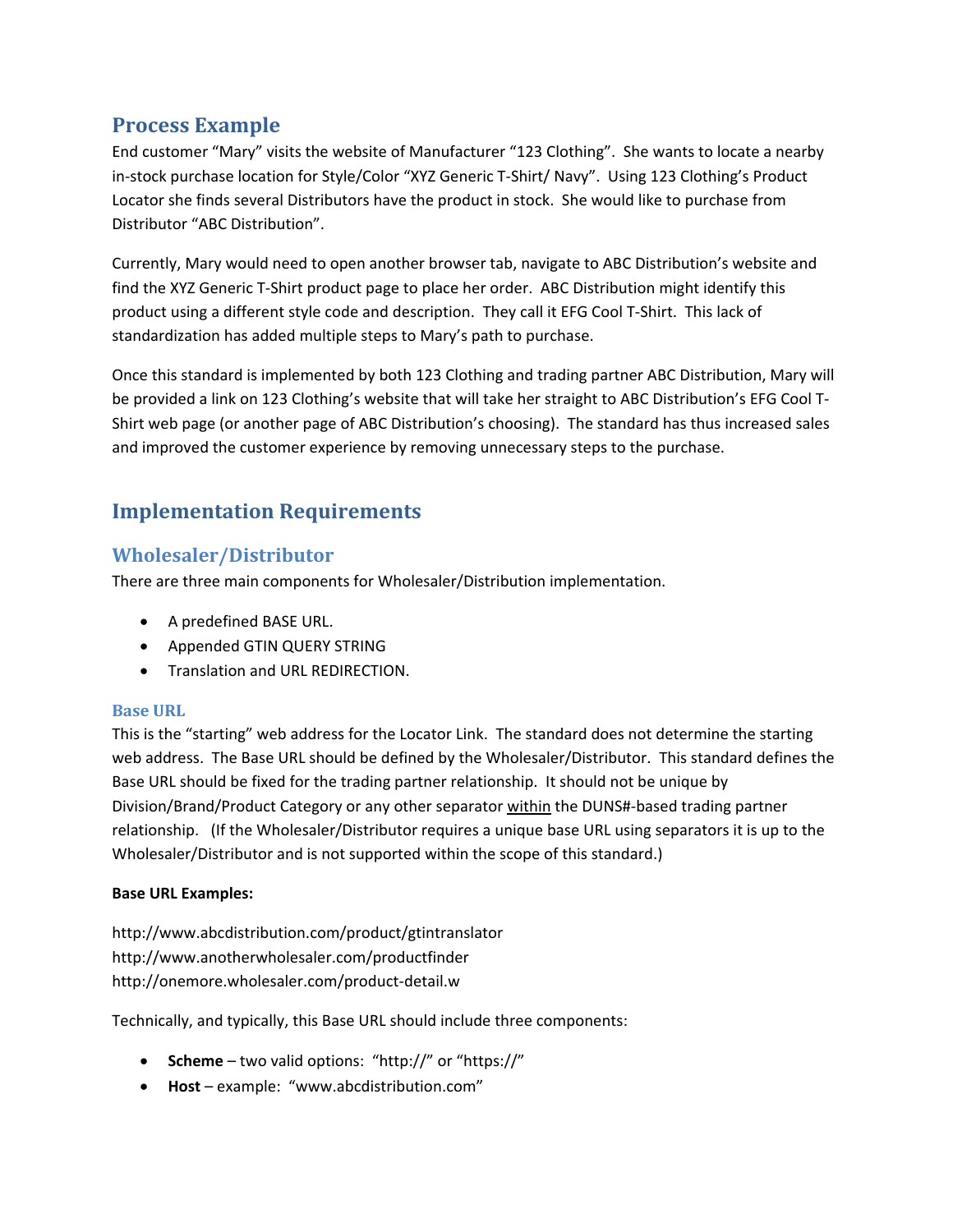## Process Example

End customer "Mary" visits the website of Manufacturer "123 Clothing". She wants to locate a nearby in-stock purchase location for Style/Color "XYZ Generic T-Shirt/ Navy". Using 123 Clothing's Product Locator she finds several Distributors have the product in stock. She would like to purchase from Distributor "ABC Distribution".

Currently, Mary would need to open another browser tab, navigate to ABC Distribution's website and find the XYZ Generic T-Shirt product page to place her order. ABC Distribution might identify this product using a different style code and description. They call it EFG Cool T-Shirt. This lack of standardization has added multiple steps to Mary's path to purchase.

Once this standard is implemented by both 123 Clothing and trading partner ABC Distribution, Mary will be provided a link on 123 Clothing's website that will take her straight to ABC Distribution's EFG Cool T-Shirt web page (or another page of ABC Distribution's choosing). The standard has thus increased sales and improved the customer experience by removing unnecessary steps to the purchase.

## Implementation Requirements

### Wholesaler/Distributor

There are three main components for Wholesaler/Distribution implementation.

- A predefined BASE URL.
- Appended GTIN QUERY STRING
- Translation and URL REDIRECTION.

#### Base URL

This is the "starting" web address for the Locator Link. The standard does not determine the starting web address. The Base URL should be defined by the Wholesaler/Distributor. This standard defines the Base URL should be fixed for the trading partner relationship. It should not be unique by Division/Brand/Product Category or any other separator <u>within</u> the DUNS#-based trading partner relationship. (If the Wholesaler/Distributor requires a unique base URL using separators it is up to the Wholesaler/Distributor and is not supported within the scope of this standard.)

**Base URL Examples:**

http://www.abcdistribution.com/product/gtintranslator
http://www.anotherwholesaler.com/productfinder
http://onemore.wholesaler.com/product-detail.w

Technically, and typically, this Base URL should include three components:

- **Scheme** – two valid options: "http://" or "https://"
- **Host** – example: "www.abcdistribution.com"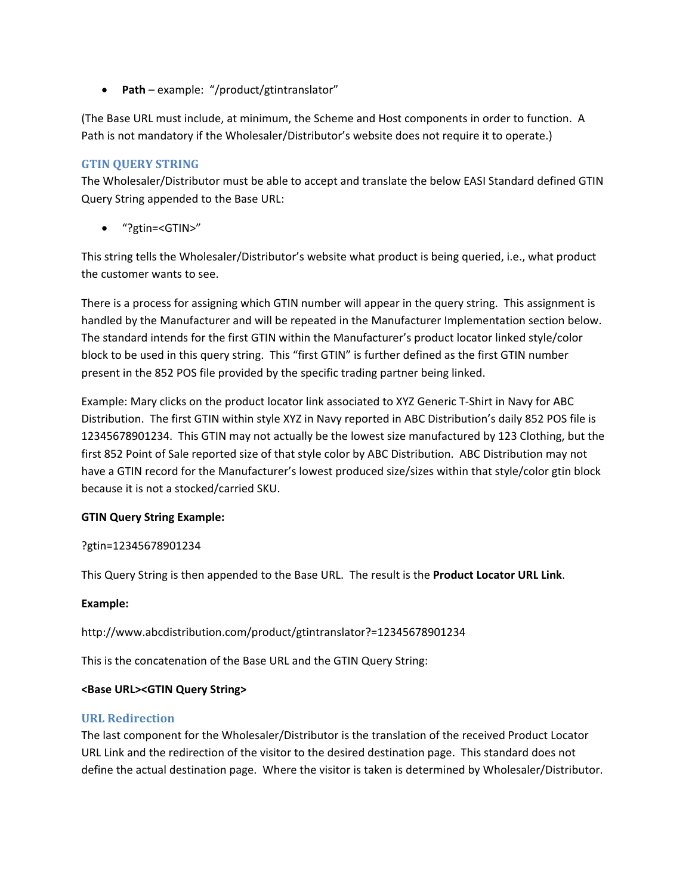- **Path** – example: "/product/gtintranslator"

(The Base URL must include, at minimum, the Scheme and Host components in order to function. A Path is not mandatory if the Wholesaler/Distributor's website does not require it to operate.)

### GTIN QUERY STRING

The Wholesaler/Distributor must be able to accept and translate the below EASI Standard defined GTIN Query String appended to the Base URL:

- "?gtin=<GTIN>"

This string tells the Wholesaler/Distributor's website what product is being queried, i.e., what product the customer wants to see.

There is a process for assigning which GTIN number will appear in the query string. This assignment is handled by the Manufacturer and will be repeated in the Manufacturer Implementation section below. The standard intends for the first GTIN within the Manufacturer's product locator linked style/color block to be used in this query string. This "first GTIN" is further defined as the first GTIN number present in the 852 POS file provided by the specific trading partner being linked.

Example: Mary clicks on the product locator link associated to XYZ Generic T-Shirt in Navy for ABC Distribution. The first GTIN within style XYZ in Navy reported in ABC Distribution's daily 852 POS file is 12345678901234. This GTIN may not actually be the lowest size manufactured by 123 Clothing, but the first 852 Point of Sale reported size of that style color by ABC Distribution. ABC Distribution may not have a GTIN record for the Manufacturer's lowest produced size/sizes within that style/color gtin block because it is not a stocked/carried SKU.

**GTIN Query String Example:**

?gtin=12345678901234

This Query String is then appended to the Base URL. The result is the **Product Locator URL Link**.

**Example:**

http://www.abcdistribution.com/product/gtintranslator?=12345678901234

This is the concatenation of the Base URL and the GTIN Query String:

**<Base URL><GTIN Query String>**

### URL Redirection

The last component for the Wholesaler/Distributor is the translation of the received Product Locator URL Link and the redirection of the visitor to the desired destination page. This standard does not define the actual destination page. Where the visitor is taken is determined by Wholesaler/Distributor.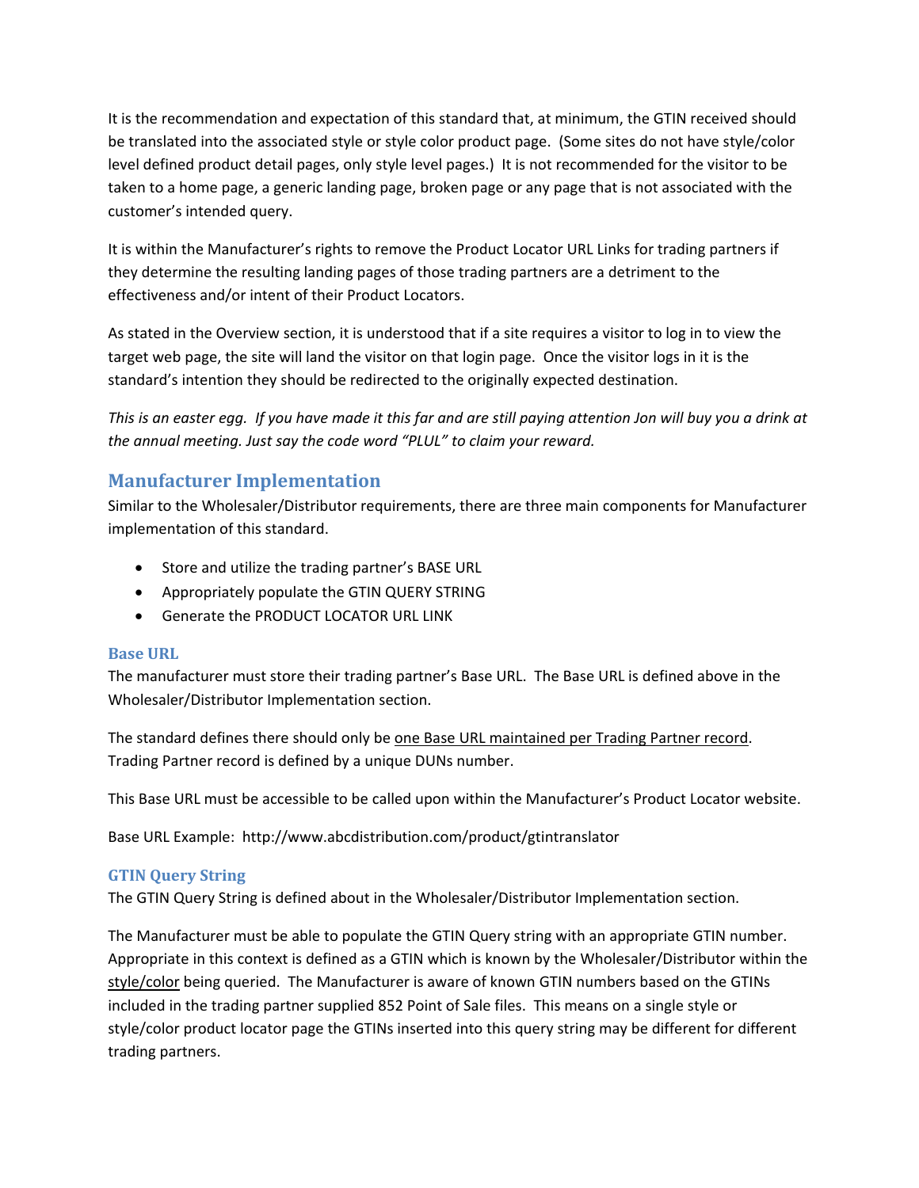It is the recommendation and expectation of this standard that, at minimum, the GTIN received should be translated into the associated style or style color product page. (Some sites do not have style/color level defined product detail pages, only style level pages.) It is not recommended for the visitor to be taken to a home page, a generic landing page, broken page or any page that is not associated with the customer's intended query.

It is within the Manufacturer's rights to remove the Product Locator URL Links for trading partners if they determine the resulting landing pages of those trading partners are a detriment to the effectiveness and/or intent of their Product Locators.

As stated in the Overview section, it is understood that if a site requires a visitor to log in to view the target web page, the site will land the visitor on that login page. Once the visitor logs in it is the standard's intention they should be redirected to the originally expected destination.

*This is an easter egg. If you have made it this far and are still paying attention Jon will buy you a drink at the annual meeting. Just say the code word "PLUL" to claim your reward.*

## Manufacturer Implementation

Similar to the Wholesaler/Distributor requirements, there are three main components for Manufacturer implementation of this standard.

- Store and utilize the trading partner's BASE URL
- Appropriately populate the GTIN QUERY STRING
- Generate the PRODUCT LOCATOR URL LINK

### Base URL

The manufacturer must store their trading partner's Base URL. The Base URL is defined above in the Wholesaler/Distributor Implementation section.

The standard defines there should only be <u>one Base URL maintained per Trading Partner record</u>. Trading Partner record is defined by a unique DUNs number.

This Base URL must be accessible to be called upon within the Manufacturer's Product Locator website.

Base URL Example: http://www.abcdistribution.com/product/gtintranslator

### GTIN Query String

The GTIN Query String is defined about in the Wholesaler/Distributor Implementation section.

The Manufacturer must be able to populate the GTIN Query string with an appropriate GTIN number. Appropriate in this context is defined as a GTIN which is known by the Wholesaler/Distributor within the <u>style/color</u> being queried. The Manufacturer is aware of known GTIN numbers based on the GTINs included in the trading partner supplied 852 Point of Sale files. This means on a single style or style/color product locator page the GTINs inserted into this query string may be different for different trading partners.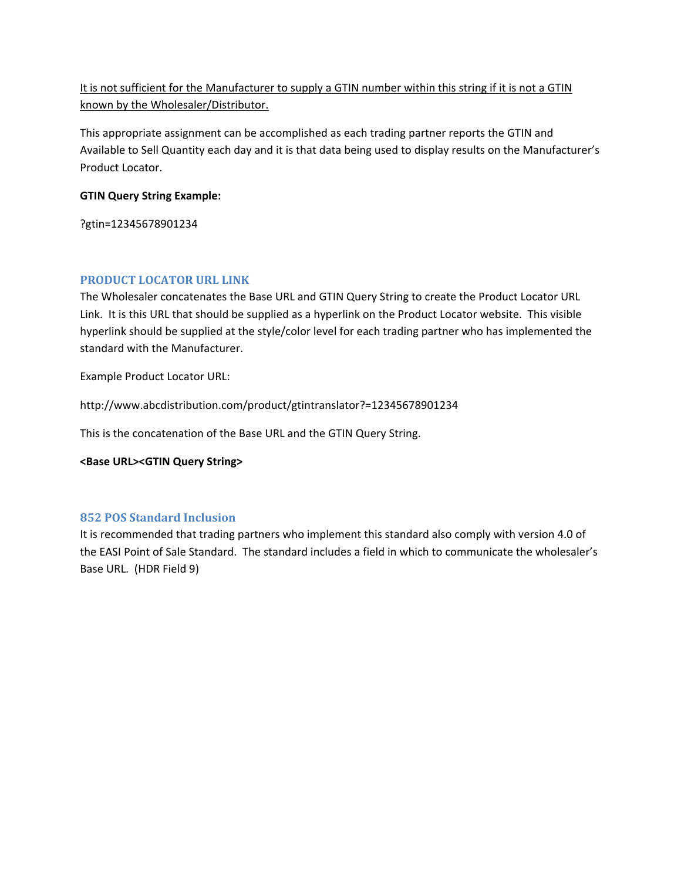<u>It is not sufficient for the Manufacturer to supply a GTIN number within this string if it is not a GTIN known by the Wholesaler/Distributor.</u>

This appropriate assignment can be accomplished as each trading partner reports the GTIN and Available to Sell Quantity each day and it is that data being used to display results on the Manufacturer's Product Locator.

**GTIN Query String Example:**

?gtin=12345678901234

## PRODUCT LOCATOR URL LINK

The Wholesaler concatenates the Base URL and GTIN Query String to create the Product Locator URL Link. It is this URL that should be supplied as a hyperlink on the Product Locator website. This visible hyperlink should be supplied at the style/color level for each trading partner who has implemented the standard with the Manufacturer.

Example Product Locator URL:

http://www.abcdistribution.com/product/gtintranslator?=12345678901234

This is the concatenation of the Base URL and the GTIN Query String.

**<Base URL><GTIN Query String>**

## 852 POS Standard Inclusion

It is recommended that trading partners who implement this standard also comply with version 4.0 of the EASI Point of Sale Standard. The standard includes a field in which to communicate the wholesaler's Base URL. (HDR Field 9)